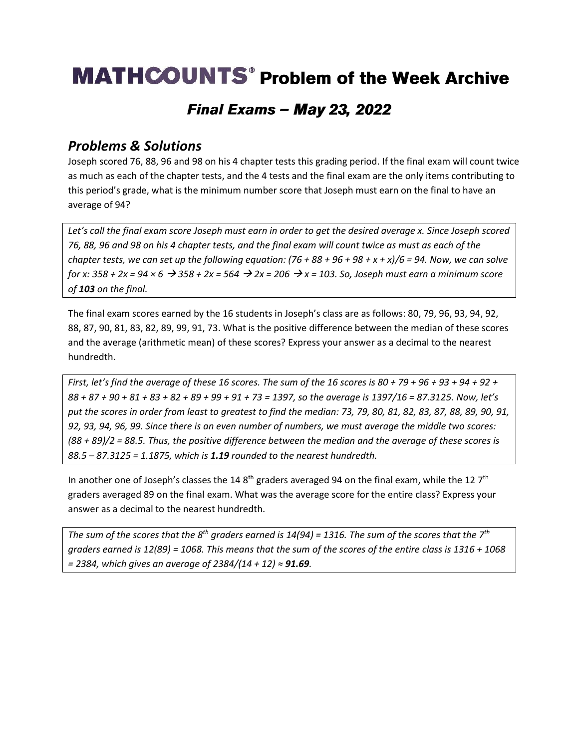# MATHCOUNTS® Problem of the Week Archive

## *Final Exams – May 23, 2022*

### *Problems & Solutions*

Joseph scored 76, 88, 96 and 98 on his 4 chapter tests this grading period. If the final exam will count twice as much as each of the chapter tests, and the 4 tests and the final exam are the only items contributing to this period's grade, what is the minimum number score that Joseph must earn on the final to have an average of 94?

> *Let's call the final exam score Joseph must earn in order to get the desired average x. Since Joseph scored 76, 88, 96 and 98 on his 4 chapter tests, and the final exam will count twice as must as each of the chapter tests, we can set up the following equation: $(76 + 88 + 96 + 98 + x + x)/6 = 94$. Now, we can solve for x: $358 + 2x = 94 \times 6 \rightarrow 358 + 2x = 564 \rightarrow 2x = 206 \rightarrow x = 103$. So, Joseph must earn a minimum score of* ***103*** *on the final.*

The final exam scores earned by the 16 students in Joseph's class are as follows: 80, 79, 96, 93, 94, 92, 88, 87, 90, 81, 83, 82, 89, 99, 91, 73. What is the positive difference between the median of these scores and the average (arithmetic mean) of these scores? Express your answer as a decimal to the nearest hundredth.

> *First, let's find the average of these 16 scores. The sum of the 16 scores is $80 + 79 + 96 + 93 + 94 + 92 + 88 + 87 + 90 + 81 + 83 + 82 + 89 + 99 + 91 + 73 = 1397$, so the average is $1397/16 = 87.3125$. Now, let's put the scores in order from least to greatest to find the median: 73, 79, 80, 81, 82, 83, 87, 88, 89, 90, 91, 92, 93, 94, 96, 99. Since there is an even number of numbers, we must average the middle two scores: $(88 + 89)/2 = 88.5$. Thus, the positive difference between the median and the average of these scores is $88.5 – 87.3125 = 1.1875$, which is* ***1.19*** *rounded to the nearest hundredth.*

In another one of Joseph's classes the 14 8th graders averaged 94 on the final exam, while the 12 7th graders averaged 89 on the final exam. What was the average score for the entire class? Express your answer as a decimal to the nearest hundredth.

> *The sum of the scores that the 8th graders earned is $14(94) = 1316$. The sum of the scores that the 7th graders earned is $12(89) = 1068$. This means that the sum of the scores of the entire class is $1316 + 1068 = 2384$, which gives an average of $2384/(14 + 12) \approx$* ***91.69****.*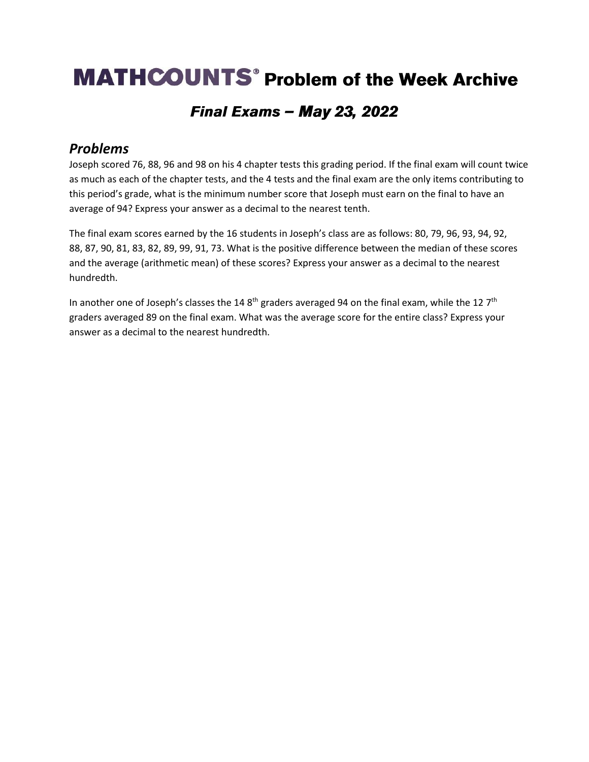# MATHCOUNTS® Problem of the Week Archive

## *Final Exams – May 23, 2022*

## *Problems*

Joseph scored 76, 88, 96 and 98 on his 4 chapter tests this grading period. If the final exam will count twice as much as each of the chapter tests, and the 4 tests and the final exam are the only items contributing to this period's grade, what is the minimum number score that Joseph must earn on the final to have an average of 94? Express your answer as a decimal to the nearest tenth.

The final exam scores earned by the 16 students in Joseph's class are as follows: 80, 79, 96, 93, 94, 92, 88, 87, 90, 81, 83, 82, 89, 99, 91, 73. What is the positive difference between the median of these scores and the average (arithmetic mean) of these scores? Express your answer as a decimal to the nearest hundredth.

In another one of Joseph's classes the 14 $8^{th}$ graders averaged 94 on the final exam, while the 12 $7^{th}$ graders averaged 89 on the final exam. What was the average score for the entire class? Express your answer as a decimal to the nearest hundredth.